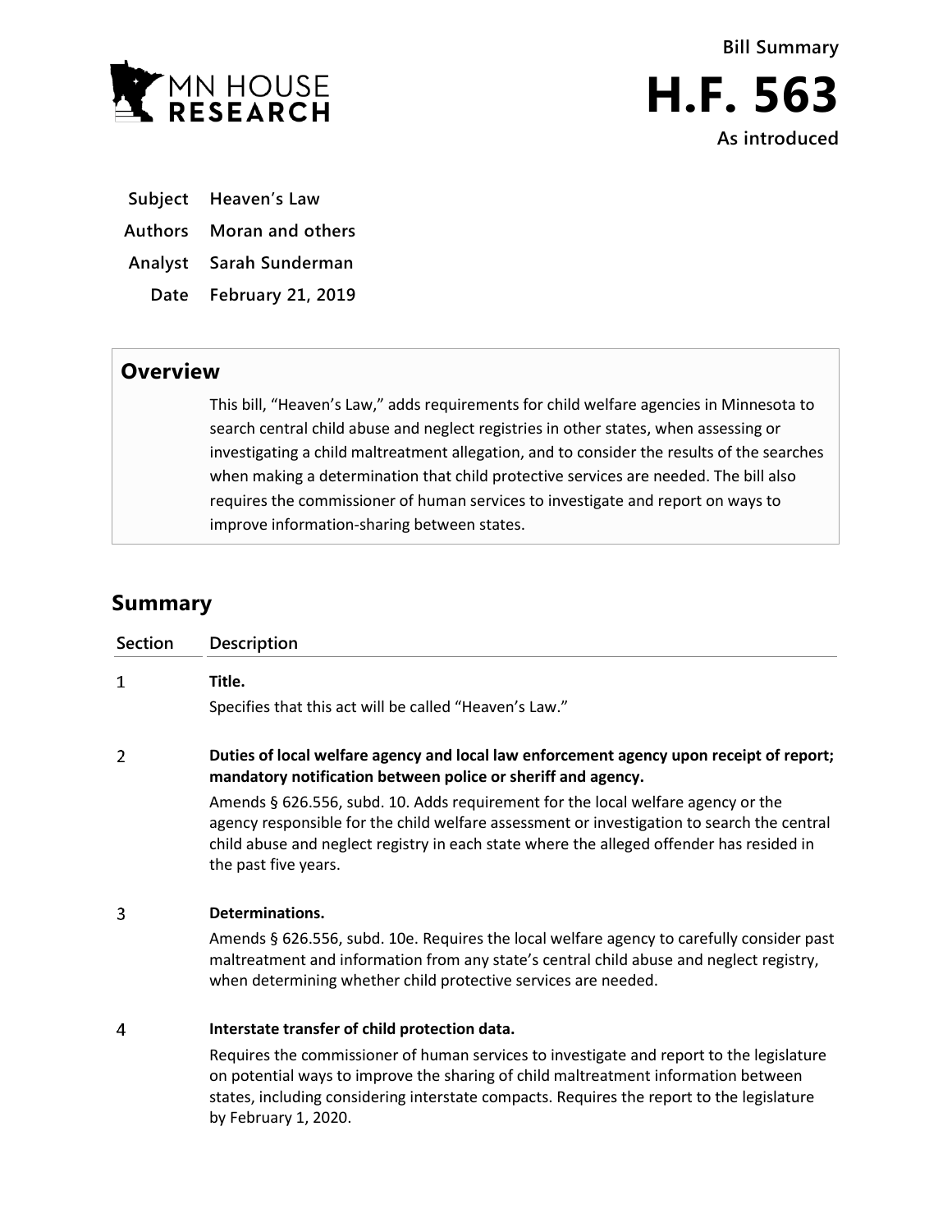Bill Summary

# H.F. 563

As introduced

**Subject** Heaven's Law

**Authors** Moran and others

**Analyst** Sarah Sunderman

**Date** February 21, 2019

## Overview

This bill, "Heaven's Law," adds requirements for child welfare agencies in Minnesota to search central child abuse and neglect registries in other states, when assessing or investigating a child maltreatment allegation, and to consider the results of the searches when making a determination that child protective services are needed. The bill also requires the commissioner of human services to investigate and report on ways to improve information-sharing between states.

## Summary

| Section | Description |
| --- | --- |
| 1 | **Title.**<br>Specifies that this act will be called "Heaven's Law." |
| 2 | **Duties of local welfare agency and local law enforcement agency upon receipt of report; mandatory notification between police or sheriff and agency.**<br>Amends § 626.556, subd. 10. Adds requirement for the local welfare agency or the agency responsible for the child welfare assessment or investigation to search the central child abuse and neglect registry in each state where the alleged offender has resided in the past five years. |
| 3 | **Determinations.**<br>Amends § 626.556, subd. 10e. Requires the local welfare agency to carefully consider past maltreatment and information from any state's central child abuse and neglect registry, when determining whether child protective services are needed. |
| 4 | **Interstate transfer of child protection data.**<br>Requires the commissioner of human services to investigate and report to the legislature on potential ways to improve the sharing of child maltreatment information between states, including considering interstate compacts. Requires the report to the legislature by February 1, 2020. |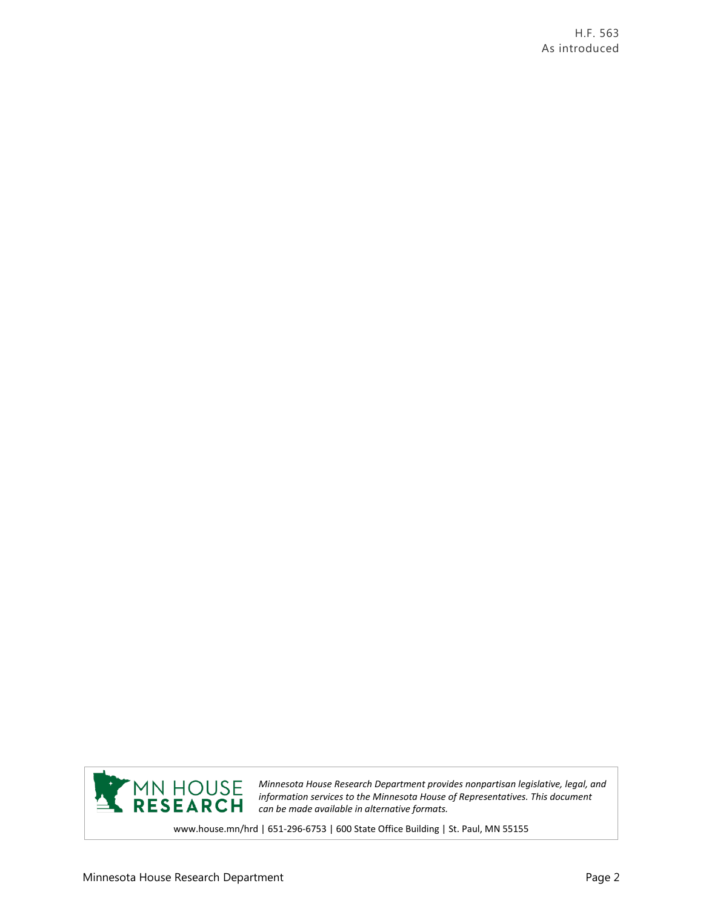MN HOUSE RESEARCH

*Minnesota House Research Department provides nonpartisan legislative, legal, and information services to the Minnesota House of Representatives. This document can be made available in alternative formats.*

www.house.mn/hrd | 651-296-6753 | 600 State Office Building | St. Paul, MN 55155